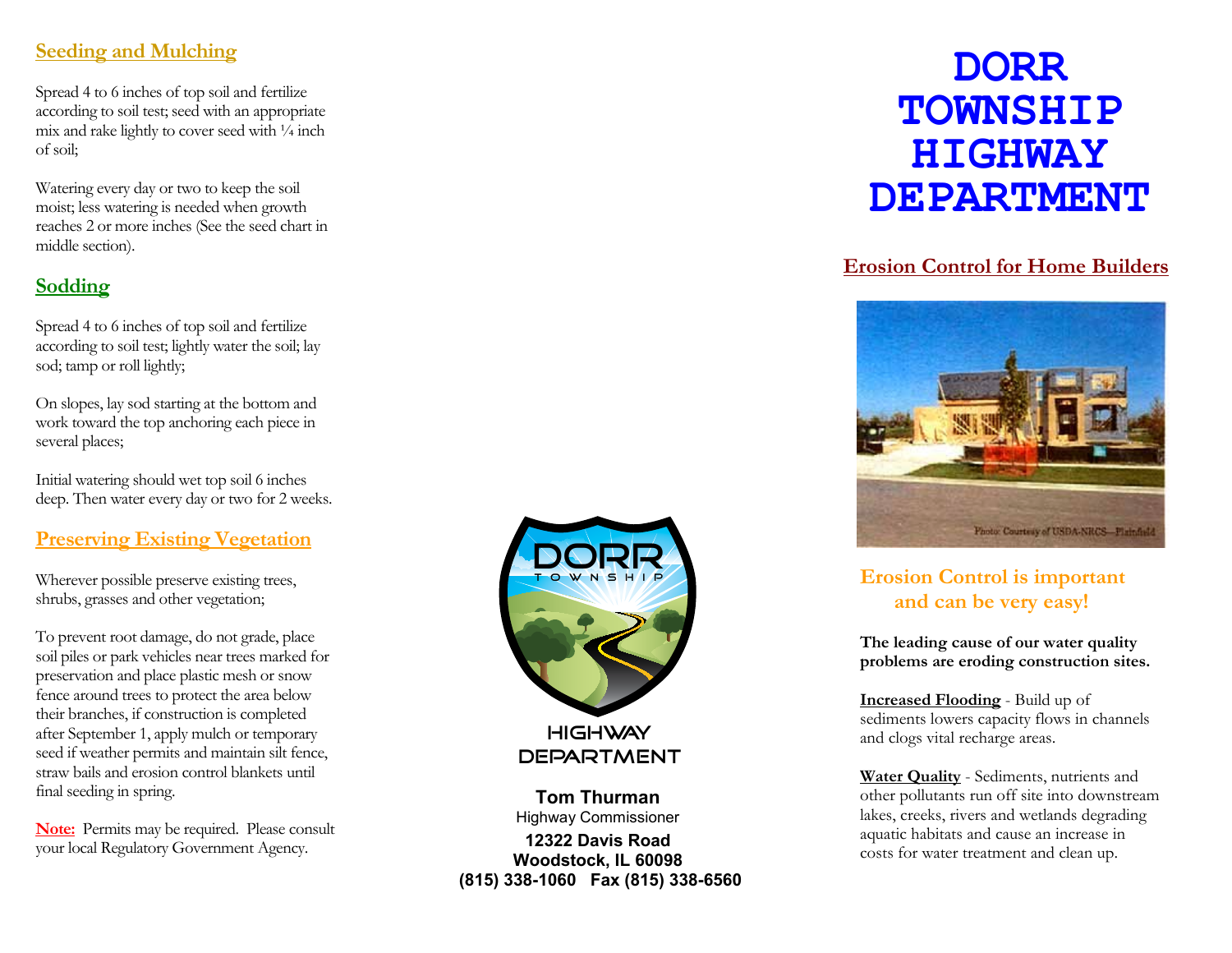## Seeding and Mulching

Spread 4 to 6 inches of top soil and fertilize according to soil test; seed with an appropriate mix and rake lightly to cover seed with ¼ inch of soil;

Watering every day or two to keep the soil moist; less watering is needed when growth reaches 2 or more inches (See the seed chart in middle section).

## Sodding

Spread 4 to 6 inches of top soil and fertilize according to soil test; lightly water the soil; lay sod; tamp or roll lightly;

On slopes, lay sod starting at the bottom and work toward the top anchoring each piece in several places;

Initial watering should wet top soil 6 inches deep. Then water every day or two for 2 weeks.

## Preserving Existing Vegetation

Wherever possible preserve existing trees, shrubs, grasses and other vegetation;

To prevent root damage, do not grade, place soil piles or park vehicles near trees marked for preservation and place plastic mesh or snow fence around trees to protect the area below their branches, if construction is completed after September 1, apply mulch or temporary seed if weather permits and maintain silt fence, straw bails and erosion control blankets until final seeding in spring.

**Note:** Permits may be required. Please consult your local Regulatory Government Agency.

DORR TOWNSHIP HIGHWAY DEPARTMENT

**Tom Thurman**
Highway Commissioner
**12322 Davis Road**
**Woodstock, IL 60098**
**(815) 338-1060 Fax (815) 338-6560**

# DORR TOWNSHIP HIGHWAY DEPARTMENT

## Erosion Control for Home Builders

Photo: Courtesy of USDA-NRCS—Plainfield

### Erosion Control is important and can be very easy!

**The leading cause of our water quality problems are eroding construction sites.**

**Increased Flooding** - Build up of sediments lowers capacity flows in channels and clogs vital recharge areas.

**Water Quality** - Sediments, nutrients and other pollutants run off site into downstream lakes, creeks, rivers and wetlands degrading aquatic habitats and cause an increase in costs for water treatment and clean up.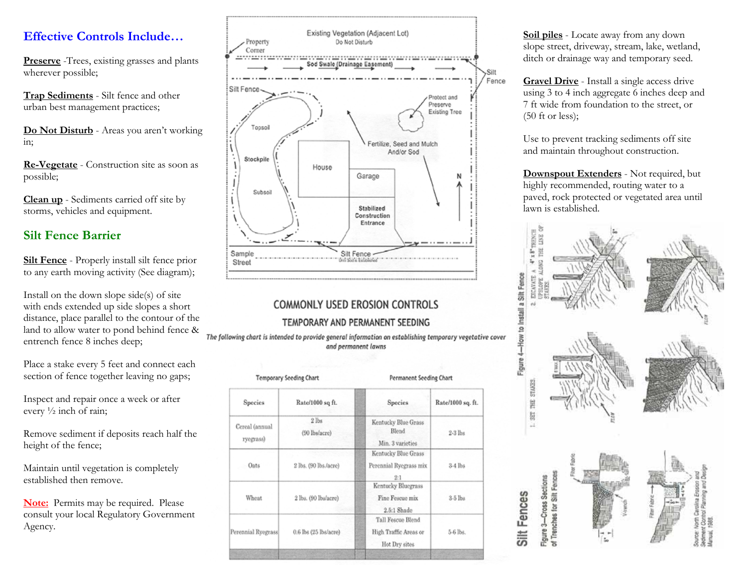## Effective Controls Include…

**Preserve** -Trees, existing grasses and plants wherever possible;

**Trap Sediments** - Silt fence and other urban best management practices;

**Do Not Disturb** - Areas you aren't working in;

**Re-Vegetate** - Construction site as soon as possible;

**Clean up** - Sediments carried off site by storms, vehicles and equipment.

## Silt Fence Barrier

**Silt Fence** - Properly install silt fence prior to any earth moving activity (See diagram);

Install on the down slope side(s) of site with ends extended up side slopes a short distance, place parallel to the contour of the land to allow water to pond behind fence & entrench fence 8 inches deep;

Place a stake every 5 feet and connect each section of fence together leaving no gaps;

Inspect and repair once a week or after every ½ inch of rain;

Remove sediment if deposits reach half the height of the fence;

Maintain until vegetation is completely established then remove.

**Note:** Permits may be required. Please consult your local Regulatory Government Agency.

Existing Vegetation (Adjacent Lot)
Do Not Disturb
Property Corner
Sod Swale (Drainage Easement)
Silt Fence
Silt Fence
Protect and Preserve Existing Tree
Topsoil
Stockpile
Subsoil
House
Garage
Fertilize, Seed and Mulch And/or Sod
N
Stabilized Construction Entrance
Sample Street
Silt Fence
Until Sod is Established

## COMMONLY USED EROSION CONTROLS

### TEMPORARY AND PERMANENT SEEDING

*The following chart is intended to provide general information on establishing temporary vegetative cover and permanent lawns*

| Temporary Seeding Chart | | Permanent Seeding Chart | |
|---|---|---|---|
| Species | Rate/1000 sq ft. | Species | Rate/1000 sq. ft. |
| Cereal (annual ryegrass) | 2 lbs (90 lbs/acre) | Kentucky Blue Grass Blend Min. 3 varieties | 2-3 lbs |
| Oats | 2 lbs. (90 lbs./acre) | Kentucky Blue Grass Perennial Ryegrass mix 2:1 | 3-4 lbs |
| Wheat | 2 lbs. (90 lbs/acre) | Kentucky Bluegrass Fine Fescue mix 2.5:1 Shade | 3-5 lbs |
| Perennial Ryegrass | 0.6 lbs (25 lbs/acre) | Tall Fescue Blend High Traffic Areas or Hot Dry sites | 5-6 lbs. |

**Soil piles** - Locate away from any down slope street, driveway, stream, lake, wetland, ditch or drainage way and temporary seed.

**Gravel Drive** - Install a single access drive using 3 to 4 inch aggregate 6 inches deep and 7 ft wide from foundation to the street, or (50 ft or less);

Use to prevent tracking sediments off site and maintain throughout construction.

**Downspout Extenders** - Not required, but highly recommended, routing water to a paved, rock protected or vegetated area until lawn is established.

Figure 4—How to Install a Silt Fence

1. SET THE STAKES.

2. EXCAVATE A 4" x 8" TRENCH UPSLOPE ALONG THE LINE OF STAKES.

## Silt Fences

Figure 3—Cross Sections of Trenches for Silt Fences

Source: North Carolina Erosion and Sediment Control Planning and Design Manual, 1988.